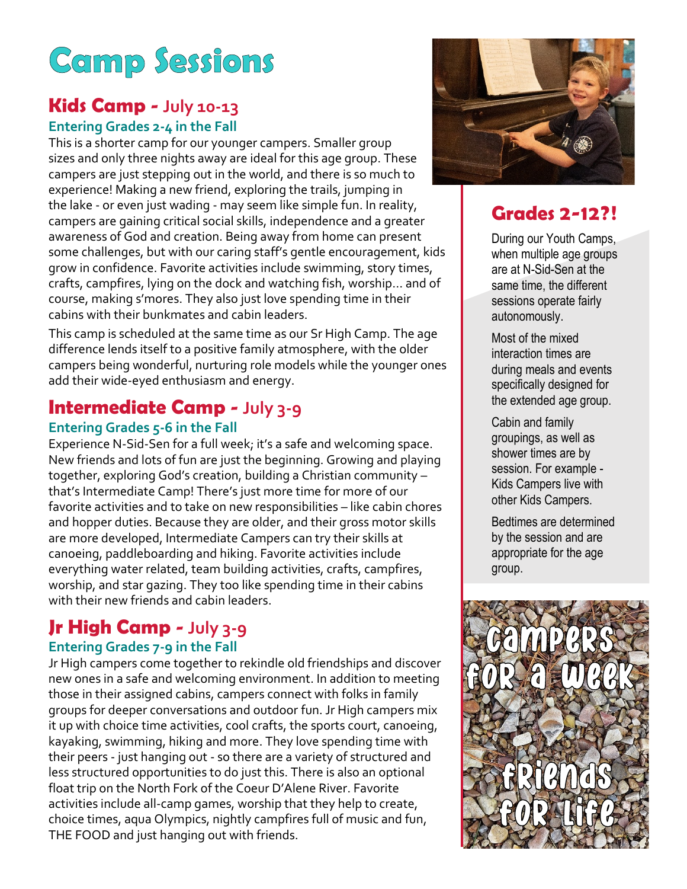# Camp Sessions

## Kids Camp - July 10-13

### Entering Grades 2-4 in the Fall

This is a shorter camp for our younger campers. Smaller group sizes and only three nights away are ideal for this age group. These campers are just stepping out in the world, and there is so much to experience! Making a new friend, exploring the trails, jumping in the lake - or even just wading - may seem like simple fun. In reality, campers are gaining critical social skills, independence and a greater awareness of God and creation. Being away from home can present some challenges, but with our caring staff's gentle encouragement, kids grow in confidence. Favorite activities include swimming, story times, crafts, campfires, lying on the dock and watching fish, worship... and of course, making s'mores. They also just love spending time in their cabins with their bunkmates and cabin leaders.

This camp is scheduled at the same time as our Sr High Camp. The age difference lends itself to a positive family atmosphere, with the older campers being wonderful, nurturing role models while the younger ones add their wide-eyed enthusiasm and energy.

## Intermediate Camp - July 3-9

### Entering Grades 5-6 in the Fall

Experience N-Sid-Sen for a full week; it's a safe and welcoming space. New friends and lots of fun are just the beginning. Growing and playing together, exploring God's creation, building a Christian community – that's Intermediate Camp! There's just more time for more of our favorite activities and to take on new responsibilities – like cabin chores and hopper duties. Because they are older, and their gross motor skills are more developed, Intermediate Campers can try their skills at canoeing, paddleboarding and hiking. Favorite activities include everything water related, team building activities, crafts, campfires, worship, and star gazing. They too like spending time in their cabins with their new friends and cabin leaders.

## Jr High Camp - July 3-9

### Entering Grades 7-9 in the Fall

Jr High campers come together to rekindle old friendships and discover new ones in a safe and welcoming environment. In addition to meeting those in their assigned cabins, campers connect with folks in family groups for deeper conversations and outdoor fun. Jr High campers mix it up with choice time activities, cool crafts, the sports court, canoeing, kayaking, swimming, hiking and more. They love spending time with their peers - just hanging out - so there are a variety of structured and less structured opportunities to do just this. There is also an optional float trip on the North Fork of the Coeur D'Alene River. Favorite activities include all-camp games, worship that they help to create, choice times, aqua Olympics, nightly campfires full of music and fun, THE FOOD and just hanging out with friends.

## Grades 2-12?!

During our Youth Camps, when multiple age groups are at N-Sid-Sen at the same time, the different sessions operate fairly autonomously.

Most of the mixed interaction times are during meals and events specifically designed for the extended age group.

Cabin and family groupings, as well as shower times are by session. For example - Kids Campers live with other Kids Campers.

Bedtimes are determined by the session and are appropriate for the age group.

Campers for a week
Friends for life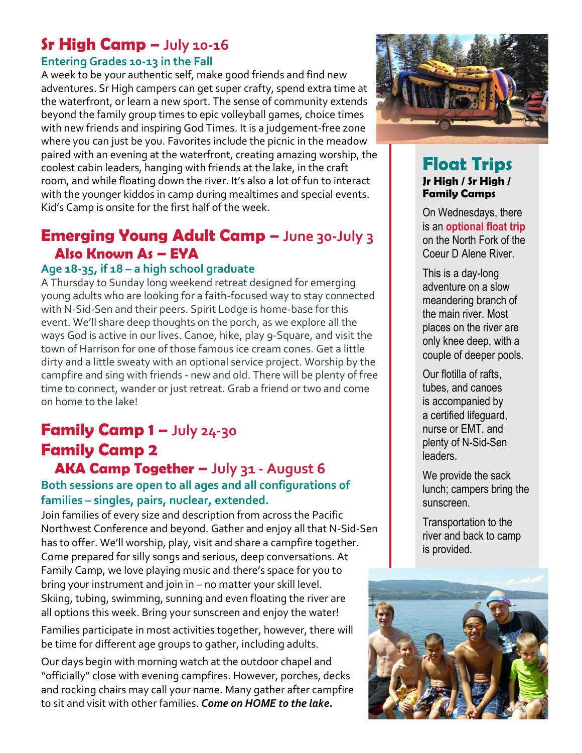## Sr High Camp – July 10-16

### Entering Grades 10-13 in the Fall

A week to be your authentic self, make good friends and find new adventures. Sr High campers can get super crafty, spend extra time at the waterfront, or learn a new sport. The sense of community extends beyond the family group times to epic volleyball games, choice times with new friends and inspiring God Times. It is a judgement-free zone where you can just be you. Favorites include the picnic in the meadow paired with an evening at the waterfront, creating amazing worship, the coolest cabin leaders, hanging with friends at the lake, in the craft room, and while floating down the river. It's also a lot of fun to interact with the younger kiddos in camp during mealtimes and special events. Kid's Camp is onsite for the first half of the week.

## Emerging Young Adult Camp – June 30-July 3
## Also Known As – EYA

### Age 18-35, if 18 – a high school graduate

A Thursday to Sunday long weekend retreat designed for emerging young adults who are looking for a faith-focused way to stay connected with N-Sid-Sen and their peers. Spirit Lodge is home-base for this event. We'll share deep thoughts on the porch, as we explore all the ways God is active in our lives. Canoe, hike, play 9-Square, and visit the town of Harrison for one of those famous ice cream cones. Get a little dirty and a little sweaty with an optional service project. Worship by the campfire and sing with friends - new and old. There will be plenty of free time to connect, wander or just retreat. Grab a friend or two and come on home to the lake!

## Family Camp 1 – July 24-30
## Family Camp 2
## AKA Camp Together – July 31 - August 6

### Both sessions are open to all ages and all configurations of families – singles, pairs, nuclear, extended.

Join families of every size and description from across the Pacific Northwest Conference and beyond. Gather and enjoy all that N-Sid-Sen has to offer. We'll worship, play, visit and share a campfire together. Come prepared for silly songs and serious, deep conversations. At Family Camp, we love playing music and there's space for you to bring your instrument and join in – no matter your skill level. Skiing, tubing, swimming, sunning and even floating the river are all options this week. Bring your sunscreen and enjoy the water!

Families participate in most activities together, however, there will be time for different age groups to gather, including adults.

Our days begin with morning watch at the outdoor chapel and "officially" close with evening campfires. However, porches, decks and rocking chairs may call your name. Many gather after campfire to sit and visit with other families. ***Come on HOME to the lake.***

## Float Trips

**Jr High / Sr High / Family Camps**

On Wednesdays, there is an **optional float trip** on the North Fork of the Coeur D Alene River.

This is a day-long adventure on a slow meandering branch of the main river. Most places on the river are only knee deep, with a couple of deeper pools.

Our flotilla of rafts, tubes, and canoes is accompanied by a certified lifeguard, nurse or EMT, and plenty of N-Sid-Sen leaders.

We provide the sack lunch; campers bring the sunscreen.

Transportation to the river and back to camp is provided.